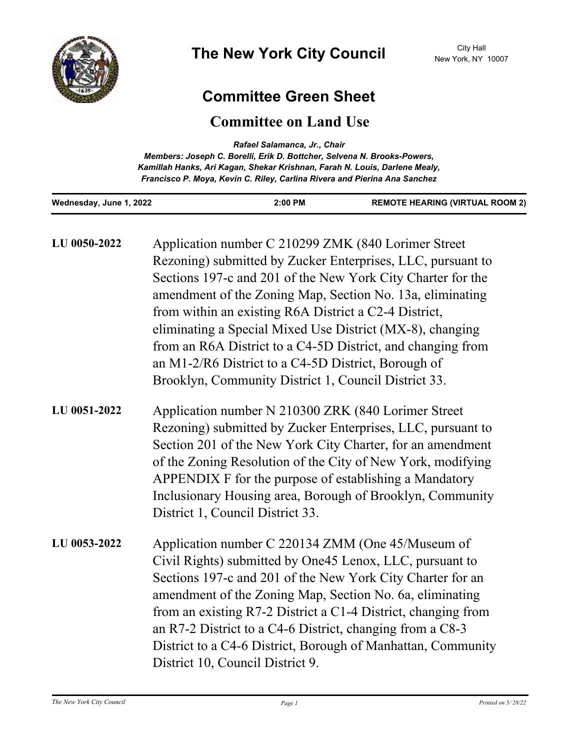# The New York City Council

City Hall
New York, NY 10007

## Committee Green Sheet

## Committee on Land Use

***Rafael Salamanca, Jr., Chair***
***Members: Joseph C. Borelli, Erik D. Bottcher, Selvena N. Brooks-Powers, Kamillah Hanks, Ari Kagan, Shekar Krishnan, Farah N. Louis, Darlene Mealy, Francisco P. Moya, Kevin C. Riley, Carlina Rivera and Pierina Ana Sanchez***

**Wednesday, June 1, 2022** | **2:00 PM** | **REMOTE HEARING (VIRTUAL ROOM 2)**

**LU 0050-2022** Application number C 210299 ZMK (840 Lorimer Street Rezoning) submitted by Zucker Enterprises, LLC, pursuant to Sections 197-c and 201 of the New York City Charter for the amendment of the Zoning Map, Section No. 13a, eliminating from within an existing R6A District a C2-4 District, eliminating a Special Mixed Use District (MX-8), changing from an R6A District to a C4-5D District, and changing from an M1-2/R6 District to a C4-5D District, Borough of Brooklyn, Community District 1, Council District 33.

**LU 0051-2022** Application number N 210300 ZRK (840 Lorimer Street Rezoning) submitted by Zucker Enterprises, LLC, pursuant to Section 201 of the New York City Charter, for an amendment of the Zoning Resolution of the City of New York, modifying APPENDIX F for the purpose of establishing a Mandatory Inclusionary Housing area, Borough of Brooklyn, Community District 1, Council District 33.

**LU 0053-2022** Application number C 220134 ZMM (One 45/Museum of Civil Rights) submitted by One45 Lenox, LLC, pursuant to Sections 197-c and 201 of the New York City Charter for an amendment of the Zoning Map, Section No. 6a, eliminating from an existing R7-2 District a C1-4 District, changing from an R7-2 District to a C4-6 District, changing from a C8-3 District to a C4-6 District, Borough of Manhattan, Community District 10, Council District 9.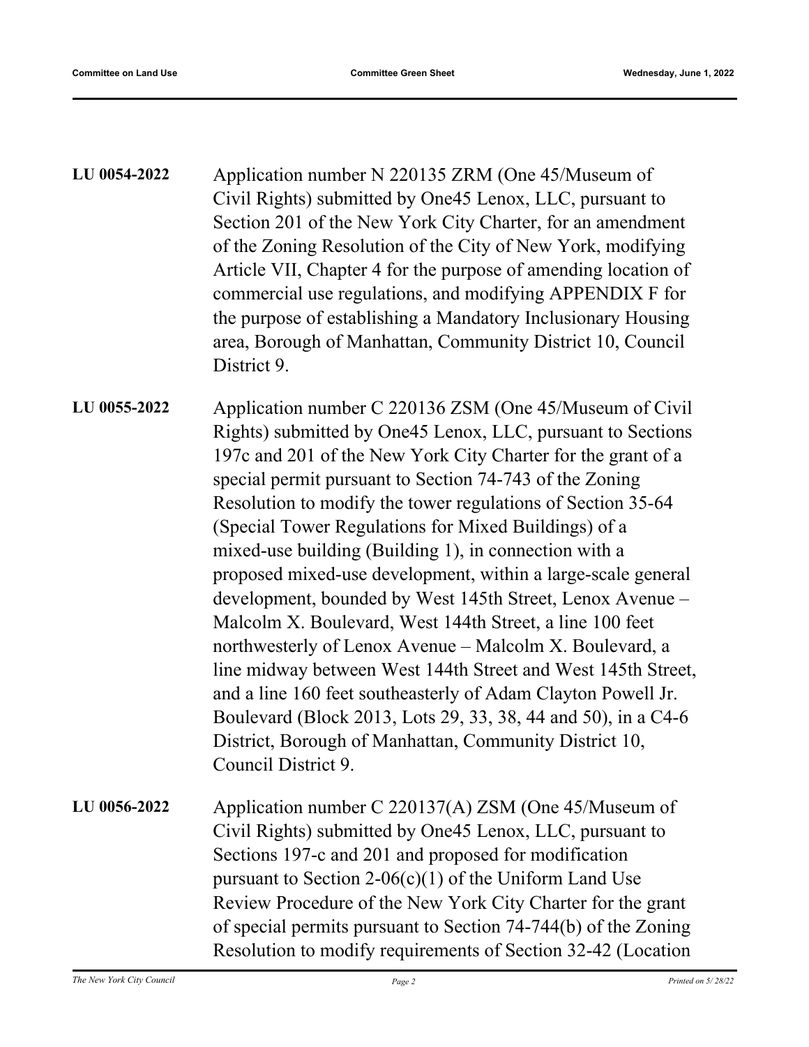**LU 0054-2022** Application number N 220135 ZRM (One 45/Museum of Civil Rights) submitted by One45 Lenox, LLC, pursuant to Section 201 of the New York City Charter, for an amendment of the Zoning Resolution of the City of New York, modifying Article VII, Chapter 4 for the purpose of amending location of commercial use regulations, and modifying APPENDIX F for the purpose of establishing a Mandatory Inclusionary Housing area, Borough of Manhattan, Community District 10, Council District 9.

**LU 0055-2022** Application number C 220136 ZSM (One 45/Museum of Civil Rights) submitted by One45 Lenox, LLC, pursuant to Sections 197c and 201 of the New York City Charter for the grant of a special permit pursuant to Section 74-743 of the Zoning Resolution to modify the tower regulations of Section 35-64 (Special Tower Regulations for Mixed Buildings) of a mixed-use building (Building 1), in connection with a proposed mixed-use development, within a large-scale general development, bounded by West 145th Street, Lenox Avenue – Malcolm X. Boulevard, West 144th Street, a line 100 feet northwesterly of Lenox Avenue – Malcolm X. Boulevard, a line midway between West 144th Street and West 145th Street, and a line 160 feet southeasterly of Adam Clayton Powell Jr. Boulevard (Block 2013, Lots 29, 33, 38, 44 and 50), in a C4-6 District, Borough of Manhattan, Community District 10, Council District 9.

**LU 0056-2022** Application number C 220137(A) ZSM (One 45/Museum of Civil Rights) submitted by One45 Lenox, LLC, pursuant to Sections 197-c and 201 and proposed for modification pursuant to Section 2-06(c)(1) of the Uniform Land Use Review Procedure of the New York City Charter for the grant of special permits pursuant to Section 74-744(b) of the Zoning Resolution to modify requirements of Section 32-42 (Location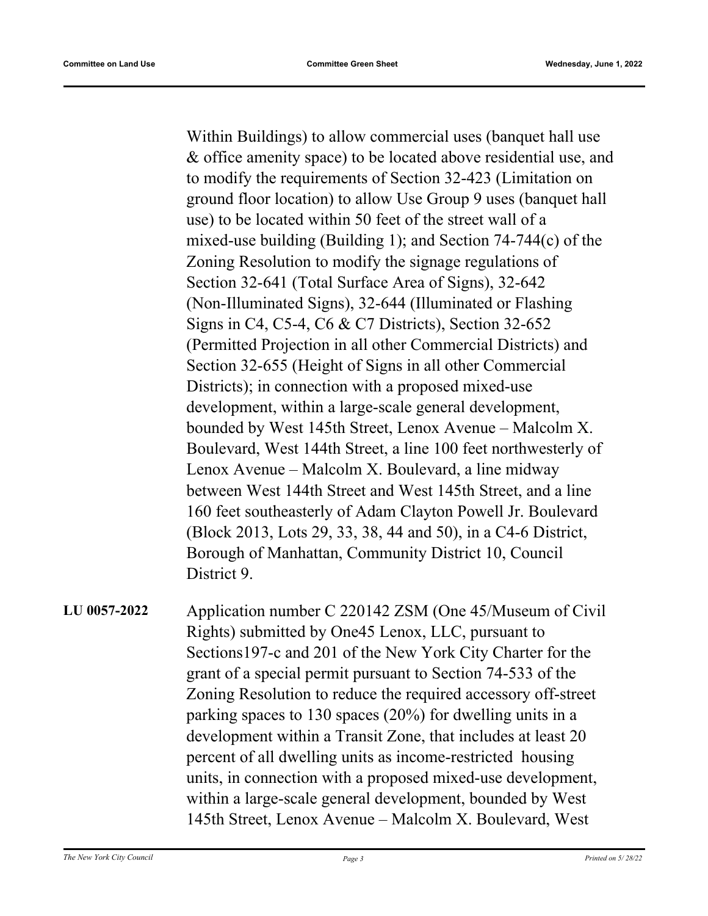Within Buildings) to allow commercial uses (banquet hall use & office amenity space) to be located above residential use, and to modify the requirements of Section 32-423 (Limitation on ground floor location) to allow Use Group 9 uses (banquet hall use) to be located within 50 feet of the street wall of a mixed-use building (Building 1); and Section 74-744(c) of the Zoning Resolution to modify the signage regulations of Section 32-641 (Total Surface Area of Signs), 32-642 (Non-Illuminated Signs), 32-644 (Illuminated or Flashing Signs in C4, C5-4, C6 & C7 Districts), Section 32-652 (Permitted Projection in all other Commercial Districts) and Section 32-655 (Height of Signs in all other Commercial Districts); in connection with a proposed mixed-use development, within a large-scale general development, bounded by West 145th Street, Lenox Avenue – Malcolm X. Boulevard, West 144th Street, a line 100 feet northwesterly of Lenox Avenue – Malcolm X. Boulevard, a line midway between West 144th Street and West 145th Street, and a line 160 feet southeasterly of Adam Clayton Powell Jr. Boulevard (Block 2013, Lots 29, 33, 38, 44 and 50), in a C4-6 District, Borough of Manhattan, Community District 10, Council District 9.

**LU 0057-2022**

Application number C 220142 ZSM (One 45/Museum of Civil Rights) submitted by One45 Lenox, LLC, pursuant to Sections197-c and 201 of the New York City Charter for the grant of a special permit pursuant to Section 74-533 of the Zoning Resolution to reduce the required accessory off-street parking spaces to 130 spaces (20%) for dwelling units in a development within a Transit Zone, that includes at least 20 percent of all dwelling units as income-restricted housing units, in connection with a proposed mixed-use development, within a large-scale general development, bounded by West 145th Street, Lenox Avenue – Malcolm X. Boulevard, West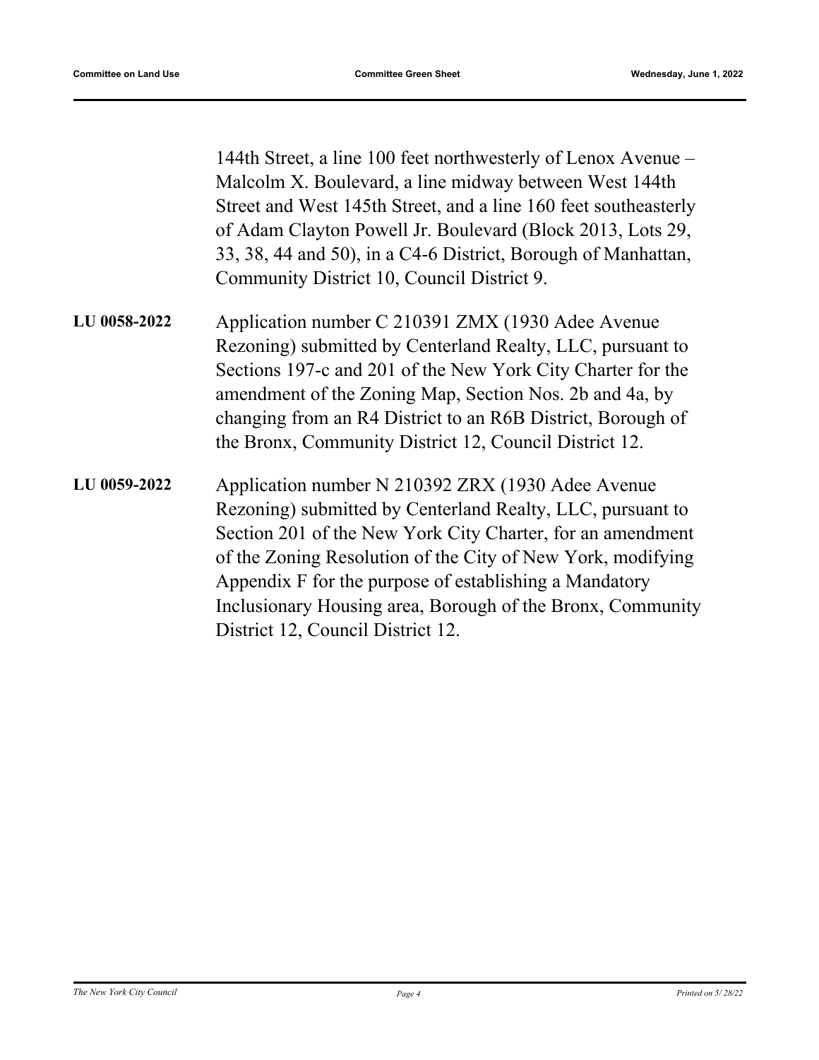144th Street, a line 100 feet northwesterly of Lenox Avenue – Malcolm X. Boulevard, a line midway between West 144th Street and West 145th Street, and a line 160 feet southeasterly of Adam Clayton Powell Jr. Boulevard (Block 2013, Lots 29, 33, 38, 44 and 50), in a C4-6 District, Borough of Manhattan, Community District 10, Council District 9.

**LU 0058-2022** Application number C 210391 ZMX (1930 Adee Avenue Rezoning) submitted by Centerland Realty, LLC, pursuant to Sections 197-c and 201 of the New York City Charter for the amendment of the Zoning Map, Section Nos. 2b and 4a, by changing from an R4 District to an R6B District, Borough of the Bronx, Community District 12, Council District 12.

**LU 0059-2022** Application number N 210392 ZRX (1930 Adee Avenue Rezoning) submitted by Centerland Realty, LLC, pursuant to Section 201 of the New York City Charter, for an amendment of the Zoning Resolution of the City of New York, modifying Appendix F for the purpose of establishing a Mandatory Inclusionary Housing area, Borough of the Bronx, Community District 12, Council District 12.